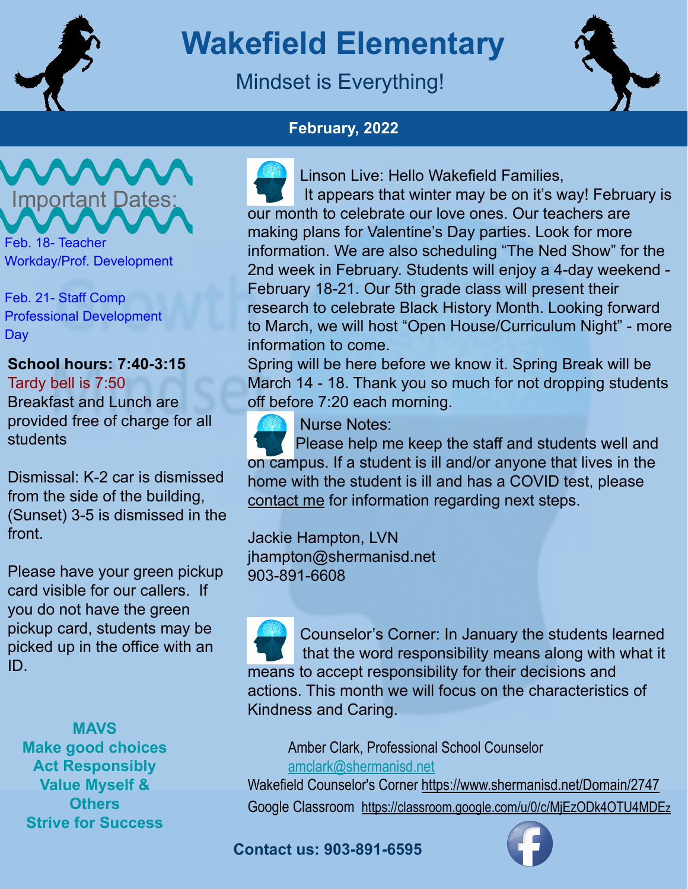# Wakefield Elementary

Mindset is Everything!

**February, 2022**

## Important Dates:

Feb. 18- Teacher Workday/Prof. Development

Feb. 21- Staff Comp Professional Development Day

**School hours: 7:40-3:15**
Tardy bell is 7:50
Breakfast and Lunch are provided free of charge for all students

Dismissal: K-2 car is dismissed from the side of the building, (Sunset) 3-5 is dismissed in the front.

Please have your green pickup card visible for our callers. If you do not have the green pickup card, students may be picked up in the office with an ID.

**MAVS**
**Make good choices**
**Act Responsibly**
**Value Myself & Others**
**Strive for Success**

Linson Live: Hello Wakefield Families,
It appears that winter may be on it's way! February is our month to celebrate our love ones. Our teachers are making plans for Valentine's Day parties. Look for more information. We are also scheduling "The Ned Show" for the 2nd week in February. Students will enjoy a 4-day weekend - February 18-21. Our 5th grade class will present their research to celebrate Black History Month. Looking forward to March, we will host "Open House/Curriculum Night" - more information to come.
Spring will be here before we know it. Spring Break will be March 14 - 18. Thank you so much for not dropping students off before 7:20 each morning.

Nurse Notes:
Please help me keep the staff and students well and on campus. If a student is ill and/or anyone that lives in the home with the student is ill and has a COVID test, please contact me for information regarding next steps.

Jackie Hampton, LVN
jhampton@shermanisd.net
903-891-6608

Counselor's Corner: In January the students learned that the word responsibility means along with what it means to accept responsibility for their decisions and actions. This month we will focus on the characteristics of Kindness and Caring.

Amber Clark, Professional School Counselor
amclark@shermanisd.net
Wakefield Counselor's Corner https://www.shermanisd.net/Domain/2747
Google Classroom https://classroom.google.com/u/0/c/MjEzODk4OTU4MDEz

**Contact us: 903-891-6595**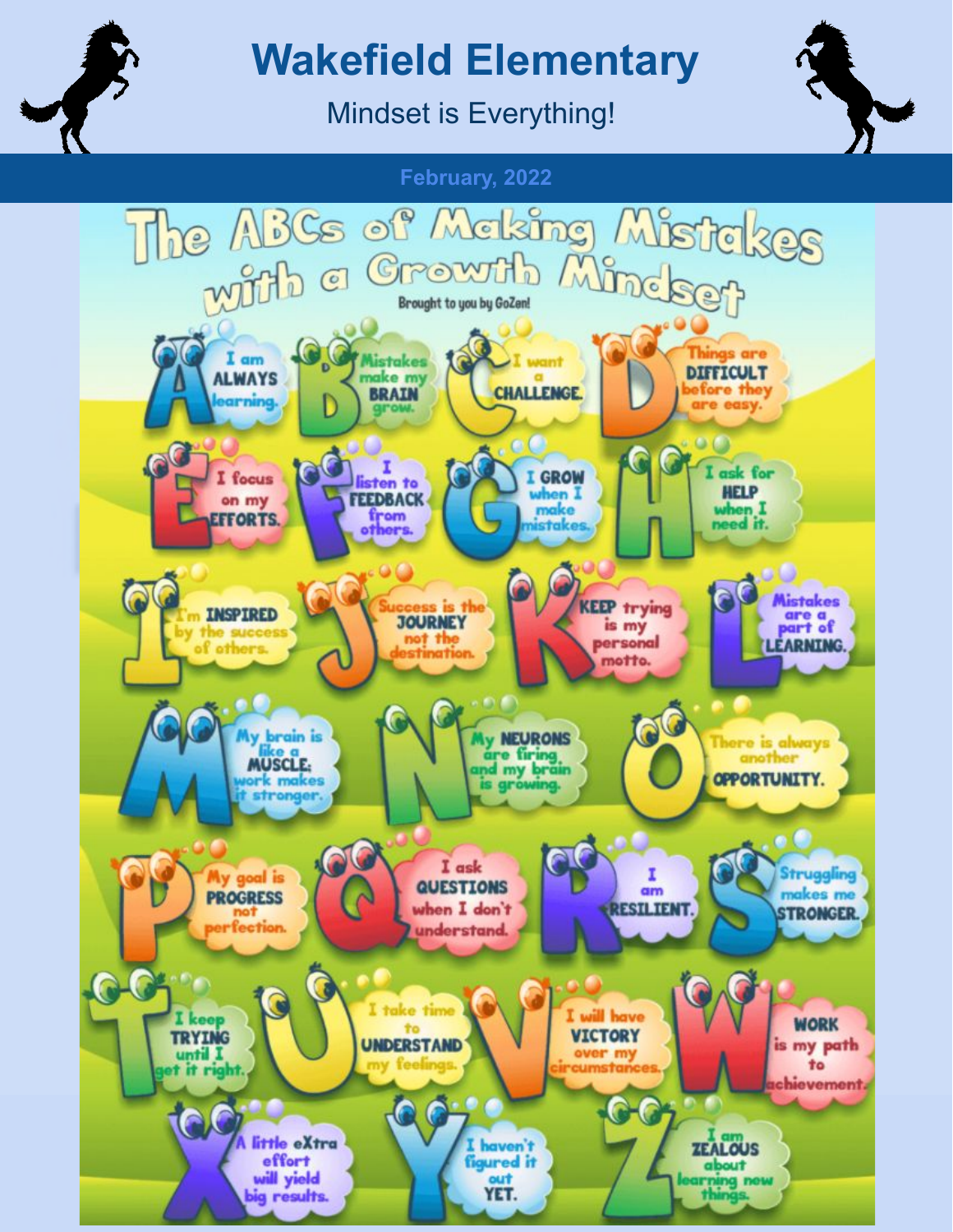# Wakefield Elementary

Mindset is Everything!

**February, 2022**

## The ABCs of Making Mistakes with a Growth Mindset

Brought to you by GoZen!

- **A** – I am ALWAYS learning.
- **B** – Mistakes make my BRAIN grow.
- **C** – I want a CHALLENGE.
- **D** – Things are DIFFICULT before they are easy.
- **E** – I focus on my EFFORTS.
- **F** – I listen to FEEDBACK from others.
- **G** – I GROW when I make mistakes.
- **H** – I ask for HELP when I need it.
- **I** – I'm INSPIRED by the success of others.
- **J** – Success is the JOURNEY not the destination.
- **K** – KEEP trying is my personal motto.
- **L** – Mistakes are a part of LEARNING.
- **M** – My brain is like a MUSCLE; work makes it stronger.
- **N** – My NEURONS are firing and my brain is growing.
- **O** – There is always another OPPORTUNITY.
- **P** – My goal is PROGRESS not perfection.
- **Q** – I ask QUESTIONS when I don't understand.
- **R** – I am RESILIENT.
- **S** – Struggling makes me STRONGER.
- **T** – I keep TRYING until I get it right.
- **U** – I take time to UNDERSTAND my feelings.
- **V** – I will have VICTORY over my circumstances.
- **W** – WORK is my path to achievement.
- **X** – A little eXtra effort will yield big results.
- **Y** – I haven't figured it out YET.
- **Z** – I am ZEALOUS about learning new things.